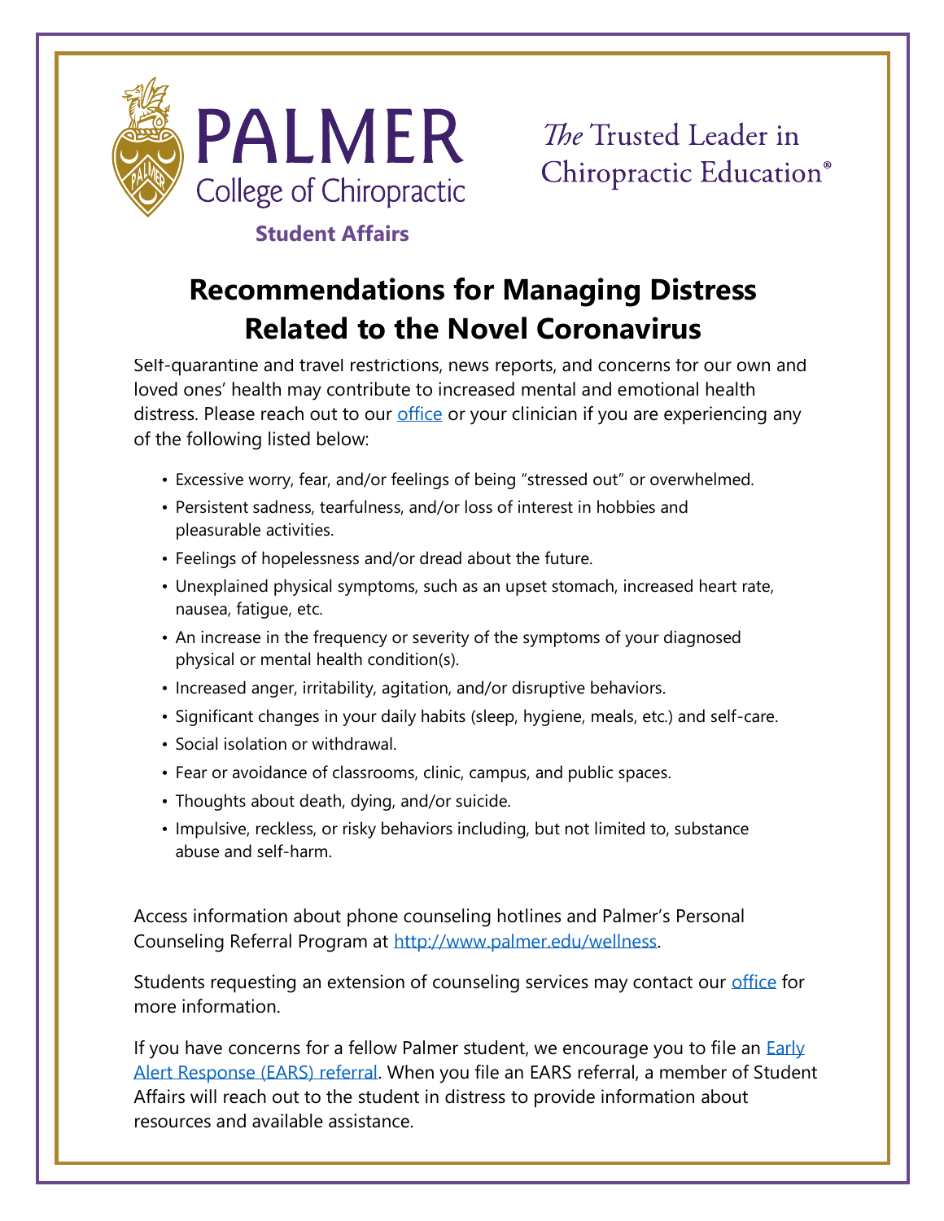PALMER College of Chiropractic

Student Affairs

*The* Trusted Leader in Chiropractic Education®

# Recommendations for Managing Distress Related to the Novel Coronavirus

Self-quarantine and travel restrictions, news reports, and concerns for our own and loved ones' health may contribute to increased mental and emotional health distress. Please reach out to our office or your clinician if you are experiencing any of the following listed below:

- Excessive worry, fear, and/or feelings of being "stressed out" or overwhelmed.
- Persistent sadness, tearfulness, and/or loss of interest in hobbies and pleasurable activities.
- Feelings of hopelessness and/or dread about the future.
- Unexplained physical symptoms, such as an upset stomach, increased heart rate, nausea, fatigue, etc.
- An increase in the frequency or severity of the symptoms of your diagnosed physical or mental health condition(s).
- Increased anger, irritability, agitation, and/or disruptive behaviors.
- Significant changes in your daily habits (sleep, hygiene, meals, etc.) and self-care.
- Social isolation or withdrawal.
- Fear or avoidance of classrooms, clinic, campus, and public spaces.
- Thoughts about death, dying, and/or suicide.
- Impulsive, reckless, or risky behaviors including, but not limited to, substance abuse and self-harm.

Access information about phone counseling hotlines and Palmer's Personal Counseling Referral Program at http://www.palmer.edu/wellness.

Students requesting an extension of counseling services may contact our office for more information.

If you have concerns for a fellow Palmer student, we encourage you to file an Early Alert Response (EARS) referral. When you file an EARS referral, a member of Student Affairs will reach out to the student in distress to provide information about resources and available assistance.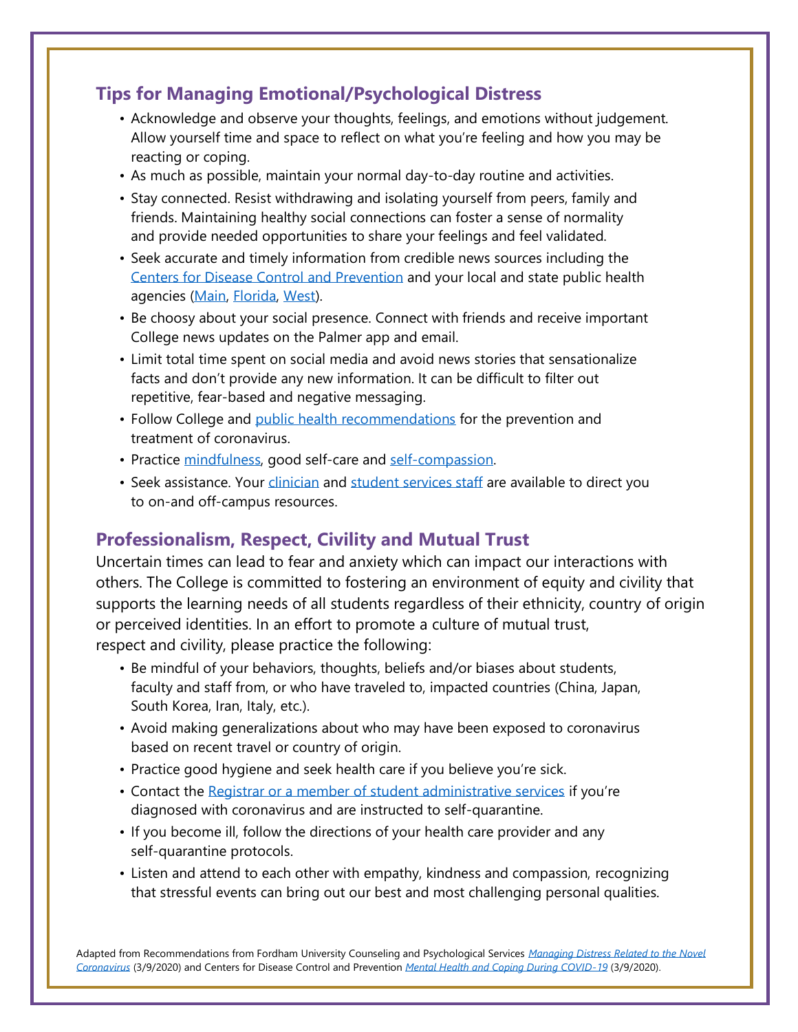## Tips for Managing Emotional/Psychological Distress

- Acknowledge and observe your thoughts, feelings, and emotions without judgement. Allow yourself time and space to reflect on what you're feeling and how you may be reacting or coping.
- As much as possible, maintain your normal day-to-day routine and activities.
- Stay connected. Resist withdrawing and isolating yourself from peers, family and friends. Maintaining healthy social connections can foster a sense of normality and provide needed opportunities to share your feelings and feel validated.
- Seek accurate and timely information from credible news sources including the Centers for Disease Control and Prevention and your local and state public health agencies (Main, Florida, West).
- Be choosy about your social presence. Connect with friends and receive important College news updates on the Palmer app and email.
- Limit total time spent on social media and avoid news stories that sensationalize facts and don't provide any new information. It can be difficult to filter out repetitive, fear-based and negative messaging.
- Follow College and public health recommendations for the prevention and treatment of coronavirus.
- Practice mindfulness, good self-care and self-compassion.
- Seek assistance. Your clinician and student services staff are available to direct you to on-and off-campus resources.

## Professionalism, Respect, Civility and Mutual Trust

Uncertain times can lead to fear and anxiety which can impact our interactions with others. The College is committed to fostering an environment of equity and civility that supports the learning needs of all students regardless of their ethnicity, country of origin or perceived identities. In an effort to promote a culture of mutual trust, respect and civility, please practice the following:

- Be mindful of your behaviors, thoughts, beliefs and/or biases about students, faculty and staff from, or who have traveled to, impacted countries (China, Japan, South Korea, Iran, Italy, etc.).
- Avoid making generalizations about who may have been exposed to coronavirus based on recent travel or country of origin.
- Practice good hygiene and seek health care if you believe you're sick.
- Contact the Registrar or a member of student administrative services if you're diagnosed with coronavirus and are instructed to self-quarantine.
- If you become ill, follow the directions of your health care provider and any self-quarantine protocols.
- Listen and attend to each other with empathy, kindness and compassion, recognizing that stressful events can bring out our best and most challenging personal qualities.

Adapted from Recommendations from Fordham University Counseling and Psychological Services *Managing Distress Related to the Novel Coronavirus* (3/9/2020) and Centers for Disease Control and Prevention *Mental Health and Coping During COVID-19* (3/9/2020).